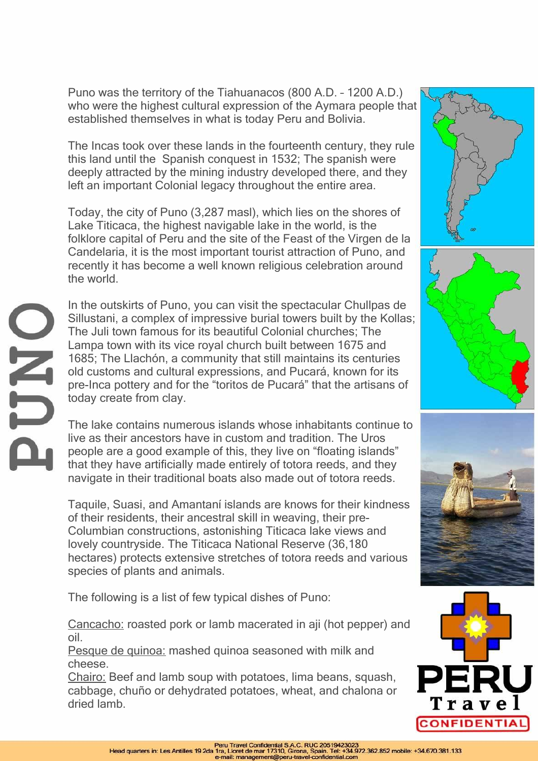# PUNO

Puno was the territory of the Tiahuanacos (800 A.D. – 1200 A.D.) who were the highest cultural expression of the Aymara people that established themselves in what is today Peru and Bolivia.

The Incas took over these lands in the fourteenth century, they rule this land until the Spanish conquest in 1532; The spanish were deeply attracted by the mining industry developed there, and they left an important Colonial legacy throughout the entire area.

Today, the city of Puno (3,287 masl), which lies on the shores of Lake Titicaca, the highest navigable lake in the world, is the folklore capital of Peru and the site of the Feast of the Virgen de la Candelaria, it is the most important tourist attraction of Puno, and recently it has become a well known religious celebration around the world.

In the outskirts of Puno, you can visit the spectacular Chullpas de Sillustani, a complex of impressive burial towers built by the Kollas; The Juli town famous for its beautiful Colonial churches; The Lampa town with its vice royal church built between 1675 and 1685; The Llachón, a community that still maintains its centuries old customs and cultural expressions, and Pucará, known for its pre-Inca pottery and for the "toritos de Pucará" that the artisans of today create from clay.

The lake contains numerous islands whose inhabitants continue to live as their ancestors have in custom and tradition. The Uros people are a good example of this, they live on "floating islands" that they have artificially made entirely of totora reeds, and they navigate in their traditional boats also made out of totora reeds.

Taquile, Suasi, and Amantaní islands are knows for their kindness of their residents, their ancestral skill in weaving, their pre-Columbian constructions, astonishing Titicaca lake views and lovely countryside. The Titicaca National Reserve (36,180 hectares) protects extensive stretches of totora reeds and various species of plants and animals.

The following is a list of few typical dishes of Puno:

Cancacho: roasted pork or lamb macerated in aji (hot pepper) and oil.
Pesque de quinoa: mashed quinoa seasoned with milk and cheese.
Chairo: Beef and lamb soup with potatoes, lima beans, squash, cabbage, chuño or dehydrated potatoes, wheat, and chalona or dried lamb.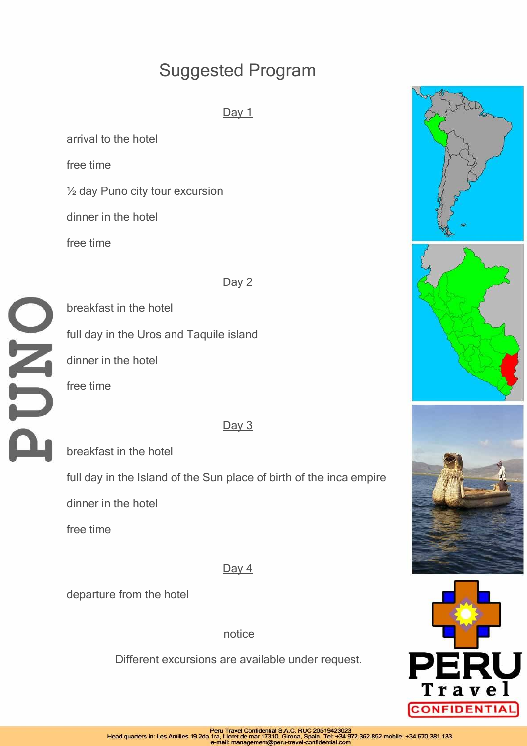# Suggested Program

PUNO

## Day 1

arrival to the hotel

free time

½ day Puno city tour excursion

dinner in the hotel

free time

## Day 2

breakfast in the hotel

full day in the Uros and Taquile island

dinner in the hotel

free time

## Day 3

breakfast in the hotel

full day in the Island of the Sun place of birth of the inca empire

dinner in the hotel

free time

## Day 4

departure from the hotel

## notice

Different excursions are available under request.

PERU Travel CONFIDENTIAL

Peru Travel Confidential S.A.C. RUC 20519423023
Head quarters in: Les Antilles 19 2da 1ra, Lloret de mar 17310, Girona, Spain. Tel: +34.972.362.852 mobile: +34.670.381.133
e-mail: management@peru-travel-confidential.com